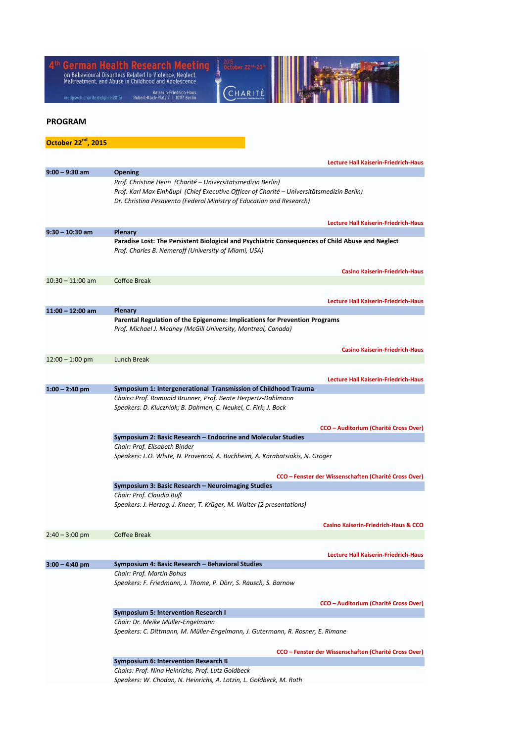# 4th German Health Research Meeting

on Behavioural Disorders Related to Violence, Neglect, Maltreatment, and Abuse in Childhood and Adolescence

2015 October 22nd–23rd

medpsych.charite.de/ghrm2015/

Kaiserin-Friedrich-Haus
Robert-Koch-Platz 7 | 10117 Berlin

CHARITÉ

## PROGRAM

### October 22nd, 2015

**Lecture Hall Kaiserin-Friedrich-Haus**

**9:00 – 9:30 am** — **Opening**

*Prof. Christine Heim (Charité – Universitätsmedizin Berlin)*
*Prof. Karl Max Einhäupl (Chief Executive Officer of Charité – Universitätsmedizin Berlin)*
*Dr. Christina Pesavento (Federal Ministry of Education and Research)*

**Lecture Hall Kaiserin-Friedrich-Haus**

**9:30 – 10:30 am** — **Plenary**

**Paradise Lost: The Persistent Biological and Psychiatric Consequences of Child Abuse and Neglect**
*Prof. Charles B. Nemeroff (University of Miami, USA)*

**Casino Kaiserin-Friedrich-Haus**

10:30 – 11:00 am — Coffee Break

**Lecture Hall Kaiserin-Friedrich-Haus**

**11:00 – 12:00 am** — **Plenary**

**Parental Regulation of the Epigenome: Implications for Prevention Programs**
*Prof. Michael J. Meaney (McGill University, Montreal, Canada)*

**Casino Kaiserin-Friedrich-Haus**

12:00 – 1:00 pm — Lunch Break

**Lecture Hall Kaiserin-Friedrich-Haus**

**1:00 – 2:40 pm** — **Symposium 1: Intergenerational Transmission of Childhood Trauma**

*Chairs: Prof. Romuald Brunner, Prof. Beate Herpertz-Dahlmann*
*Speakers: D. Kluczniok; B. Dahmen, C. Neukel, C. Firk, J. Bock*

**CCO – Auditorium (Charité Cross Over)**

**Symposium 2: Basic Research – Endocrine and Molecular Studies**

*Chair: Prof. Elisabeth Binder*
*Speakers: L.O. White, N. Provencal, A. Buchheim, A. Karabatsiakis, N. Gröger*

**CCO – Fenster der Wissenschaften (Charité Cross Over)**

**Symposium 3: Basic Research – Neuroimaging Studies**

*Chair: Prof. Claudia Buß*
*Speakers: J. Herzog, J. Kneer, T. Krüger, M. Walter (2 presentations)*

**Casino Kaiserin-Friedrich-Haus & CCO**

2:40 – 3:00 pm — Coffee Break

**Lecture Hall Kaiserin-Friedrich-Haus**

**3:00 – 4:40 pm** — **Symposium 4: Basic Research – Behavioral Studies**

*Chair: Prof. Martin Bohus*
*Speakers: F. Friedmann, J. Thome, P. Dörr, S. Rausch, S. Barnow*

**CCO – Auditorium (Charité Cross Over)**

**Symposium 5: Intervention Research I**

*Chair: Dr. Meike Müller-Engelmann*
*Speakers: C. Dittmann, M. Müller-Engelmann, J. Gutermann, R. Rosner, E. Rimane*

**CCO – Fenster der Wissenschaften (Charité Cross Over)**

**Symposium 6: Intervention Research II**

*Chairs: Prof. Nina Heinrichs, Prof. Lutz Goldbeck*
*Speakers: W. Chodan, N. Heinrichs, A. Lotzin, L. Goldbeck, M. Roth*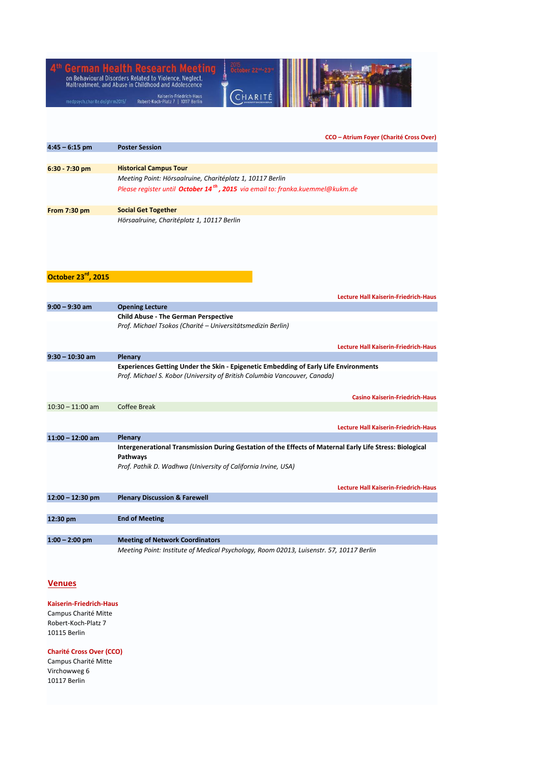4th German Health Research Meeting on Behavioural Disorders Related to Violence, Neglect, Maltreatment, and Abuse in Childhood and Adolescence

2015 October 22nd–23rd

Kaiserin-Friedrich-Haus Robert-Koch-Platz 7 | 10117 Berlin

medpsych.charite.de/ghrm2015/

CHARITÉ

CCO – Atrium Foyer (Charité Cross Over)

| | |
|---|---|
| **4:45 – 6:15 pm** | **Poster Session** |

| | |
|---|---|
| **6:30 - 7:30 pm** | **Historical Campus Tour** |
| | *Meeting Point: Hörsaalruine, Charitéplatz 1, 10117 Berlin* |
| | *Please register until **October 14th, 2015** via email to: franka.kuemmel@kukm.de* |

| | |
|---|---|
| **From 7:30 pm** | **Social Get Together** |
| | *Hörsaalruine, Charitéplatz 1, 10117 Berlin* |

## October 23rd, 2015

Lecture Hall Kaiserin-Friedrich-Haus

| | |
|---|---|
| **9:00 – 9:30 am** | **Opening Lecture** |
| | **Child Abuse - The German Perspective** |
| | *Prof. Michael Tsokos (Charité – Universitätsmedizin Berlin)* |

Lecture Hall Kaiserin-Friedrich-Haus

| | |
|---|---|
| **9:30 – 10:30 am** | **Plenary** |
| | **Experiences Getting Under the Skin - Epigenetic Embedding of Early Life Environments** |
| | *Prof. Michael S. Kobor (University of British Columbia Vancouver, Canada)* |

Casino Kaiserin-Friedrich-Haus

| | |
|---|---|
| 10:30 – 11:00 am | Coffee Break |

Lecture Hall Kaiserin-Friedrich-Haus

| | |
|---|---|
| **11:00 – 12:00 am** | **Plenary** |
| | **Intergenerational Transmission During Gestation of the Effects of Maternal Early Life Stress: Biological Pathways** |
| | *Prof. Pathik D. Wadhwa (University of California Irvine, USA)* |

Lecture Hall Kaiserin-Friedrich-Haus

| | |
|---|---|
| **12:00 – 12:30 pm** | **Plenary Discussion & Farewell** |

| | |
|---|---|
| **12:30 pm** | **End of Meeting** |

| | |
|---|---|
| **1:00 – 2:00 pm** | **Meeting of Network Coordinators** |
| | *Meeting Point: Institute of Medical Psychology, Room 02013, Luisenstr. 57, 10117 Berlin* |

## Venues

**Kaiserin-Friedrich-Haus**
Campus Charité Mitte
Robert-Koch-Platz 7
10115 Berlin

**Charité Cross Over (CCO)**
Campus Charité Mitte
Virchowweg 6
10117 Berlin